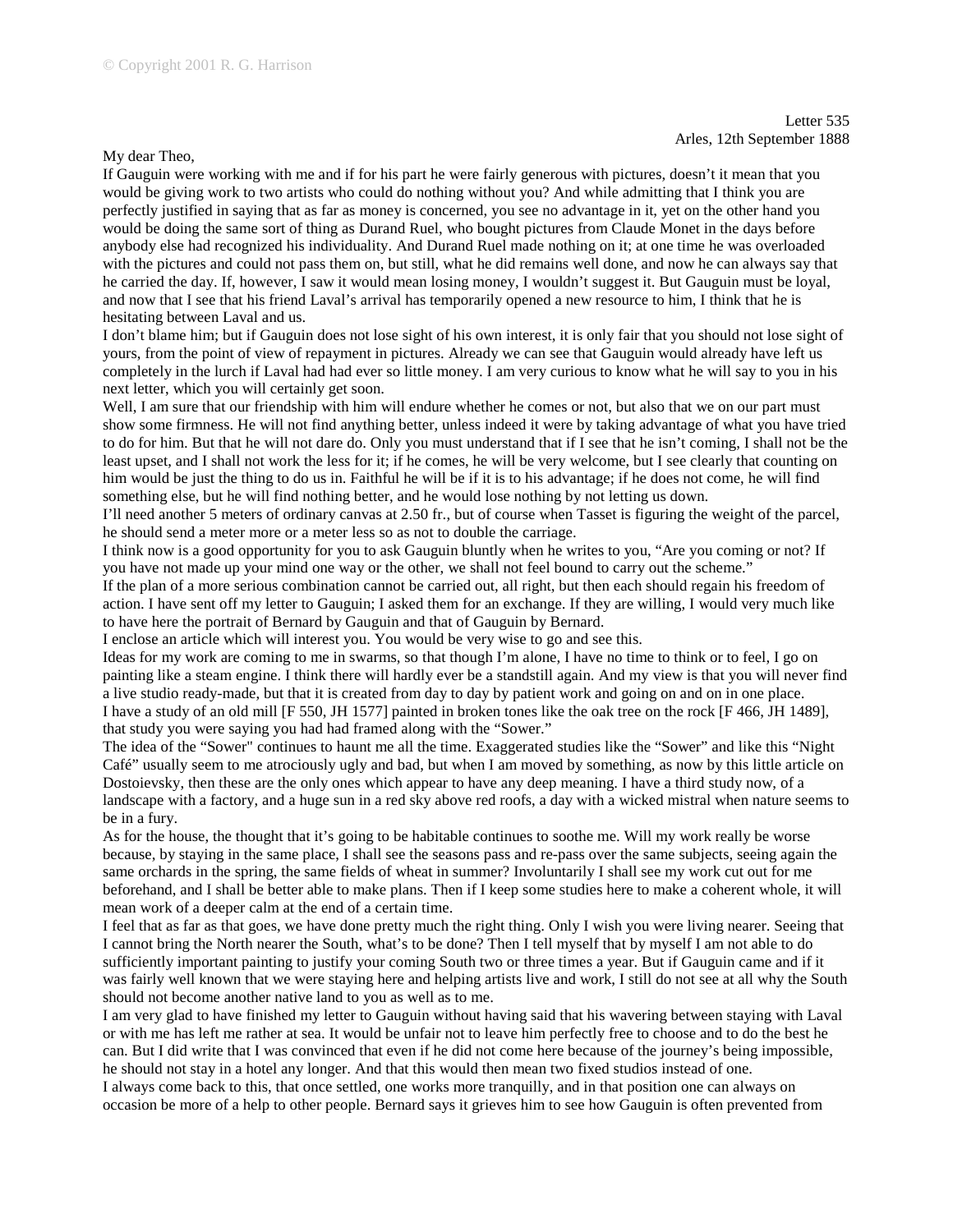© Copyright 2001 R. G. Harrison

Letter 535
Arles, 12th September 1888

My dear Theo,

If Gauguin were working with me and if for his part he were fairly generous with pictures, doesn't it mean that you would be giving work to two artists who could do nothing without you? And while admitting that I think you are perfectly justified in saying that as far as money is concerned, you see no advantage in it, yet on the other hand you would be doing the same sort of thing as Durand Ruel, who bought pictures from Claude Monet in the days before anybody else had recognized his individuality. And Durand Ruel made nothing on it; at one time he was overloaded with the pictures and could not pass them on, but still, what he did remains well done, and now he can always say that he carried the day. If, however, I saw it would mean losing money, I wouldn't suggest it. But Gauguin must be loyal, and now that I see that his friend Laval's arrival has temporarily opened a new resource to him, I think that he is hesitating between Laval and us.

I don't blame him; but if Gauguin does not lose sight of his own interest, it is only fair that you should not lose sight of yours, from the point of view of repayment in pictures. Already we can see that Gauguin would already have left us completely in the lurch if Laval had had ever so little money. I am very curious to know what he will say to you in his next letter, which you will certainly get soon.

Well, I am sure that our friendship with him will endure whether he comes or not, but also that we on our part must show some firmness. He will not find anything better, unless indeed it were by taking advantage of what you have tried to do for him. But that he will not dare do. Only you must understand that if I see that he isn't coming, I shall not be the least upset, and I shall not work the less for it; if he comes, he will be very welcome, but I see clearly that counting on him would be just the thing to do us in. Faithful he will be if it is to his advantage; if he does not come, he will find something else, but he will find nothing better, and he would lose nothing by not letting us down.

I'll need another 5 meters of ordinary canvas at 2.50 fr., but of course when Tasset is figuring the weight of the parcel, he should send a meter more or a meter less so as not to double the carriage.

I think now is a good opportunity for you to ask Gauguin bluntly when he writes to you, "Are you coming or not? If you have not made up your mind one way or the other, we shall not feel bound to carry out the scheme."

If the plan of a more serious combination cannot be carried out, all right, but then each should regain his freedom of action. I have sent off my letter to Gauguin; I asked them for an exchange. If they are willing, I would very much like to have here the portrait of Bernard by Gauguin and that of Gauguin by Bernard.

I enclose an article which will interest you. You would be very wise to go and see this.

Ideas for my work are coming to me in swarms, so that though I'm alone, I have no time to think or to feel, I go on painting like a steam engine. I think there will hardly ever be a standstill again. And my view is that you will never find a live studio ready-made, but that it is created from day to day by patient work and going on and on in one place.

I have a study of an old mill [F 550, JH 1577] painted in broken tones like the oak tree on the rock [F 466, JH 1489], that study you were saying you had had framed along with the "Sower."

The idea of the "Sower" continues to haunt me all the time. Exaggerated studies like the "Sower" and like this "Night Café" usually seem to me atrociously ugly and bad, but when I am moved by something, as now by this little article on Dostoievsky, then these are the only ones which appear to have any deep meaning. I have a third study now, of a landscape with a factory, and a huge sun in a red sky above red roofs, a day with a wicked mistral when nature seems to be in a fury.

As for the house, the thought that it's going to be habitable continues to soothe me. Will my work really be worse because, by staying in the same place, I shall see the seasons pass and re-pass over the same subjects, seeing again the same orchards in the spring, the same fields of wheat in summer? Involuntarily I shall see my work cut out for me beforehand, and I shall be better able to make plans. Then if I keep some studies here to make a coherent whole, it will mean work of a deeper calm at the end of a certain time.

I feel that as far as that goes, we have done pretty much the right thing. Only I wish you were living nearer. Seeing that I cannot bring the North nearer the South, what's to be done? Then I tell myself that by myself I am not able to do sufficiently important painting to justify your coming South two or three times a year. But if Gauguin came and if it was fairly well known that we were staying here and helping artists live and work, I still do not see at all why the South should not become another native land to you as well as to me.

I am very glad to have finished my letter to Gauguin without having said that his wavering between staying with Laval or with me has left me rather at sea. It would be unfair not to leave him perfectly free to choose and to do the best he can. But I did write that I was convinced that even if he did not come here because of the journey's being impossible, he should not stay in a hotel any longer. And that this would then mean two fixed studios instead of one.

I always come back to this, that once settled, one works more tranquilly, and in that position one can always on occasion be more of a help to other people. Bernard says it grieves him to see how Gauguin is often prevented from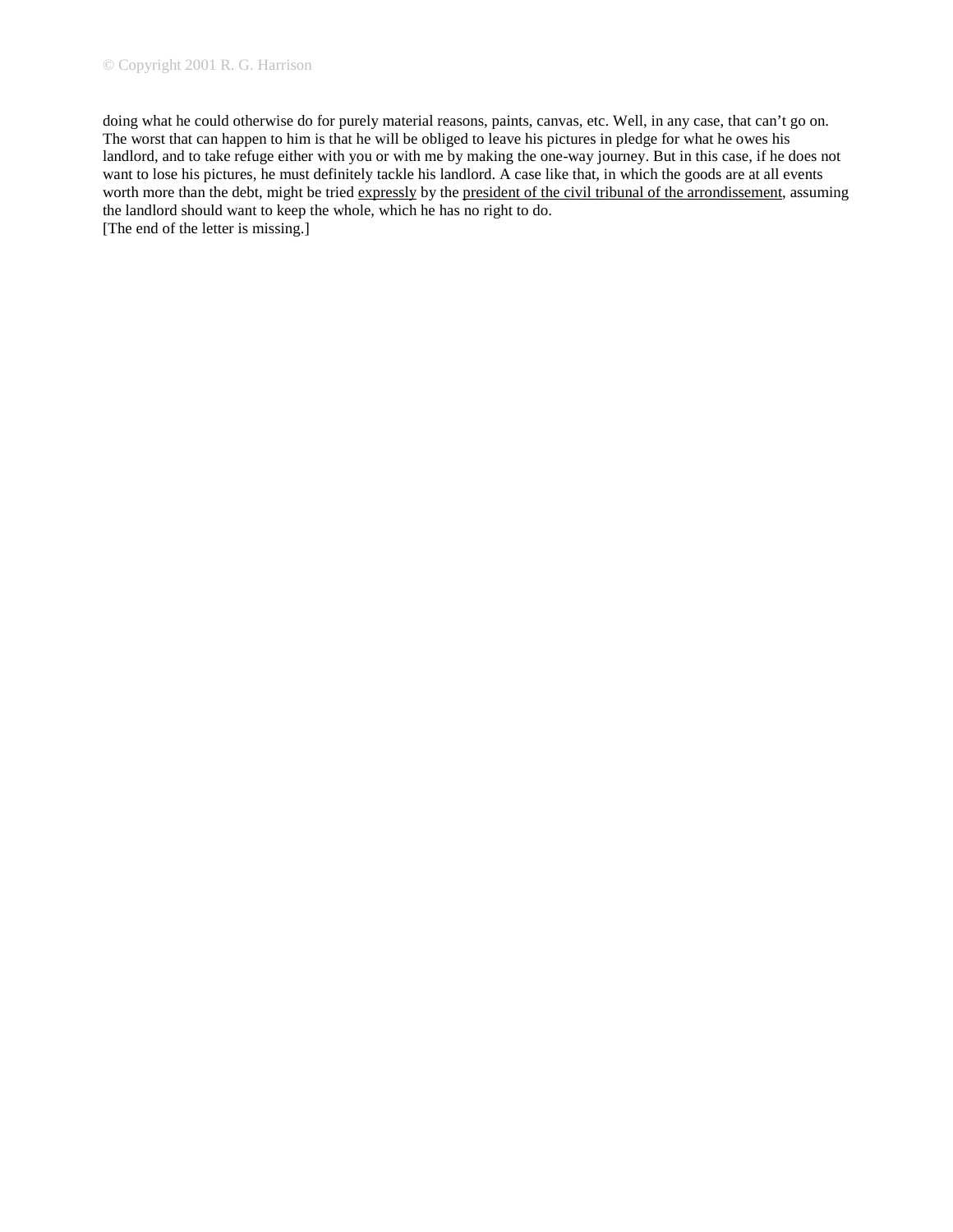doing what he could otherwise do for purely material reasons, paints, canvas, etc. Well, in any case, that can't go on. The worst that can happen to him is that he will be obliged to leave his pictures in pledge for what he owes his landlord, and to take refuge either with you or with me by making the one-way journey. But in this case, if he does not want to lose his pictures, he must definitely tackle his landlord. A case like that, in which the goods are at all events worth more than the debt, might be tried <u>expressly</u> by the <u>president of the civil tribunal of the arrondissement</u>, assuming the landlord should want to keep the whole, which he has no right to do.

[The end of the letter is missing.]